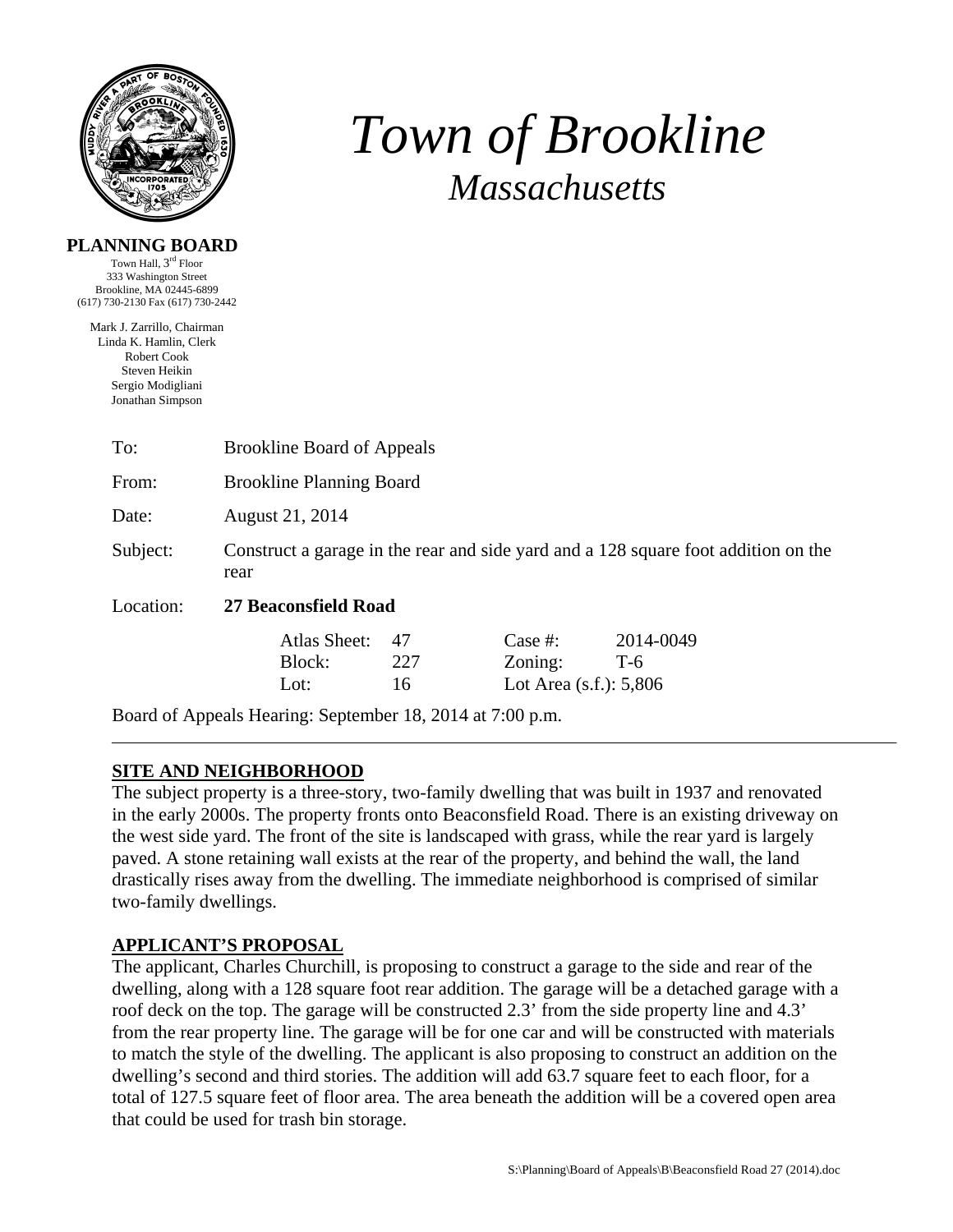# Town of Brookline

## Massachusetts

**PLANNING BOARD**

Town Hall, 3rd Floor
333 Washington Street
Brookline, MA 02445-6899
(617) 730-2130 Fax (617) 730-2442

Mark J. Zarrillo, Chairman
Linda K. Hamlin, Clerk
Robert Cook
Steven Heikin
Sergio Modigliani
Jonathan Simpson

To: Brookline Board of Appeals

From: Brookline Planning Board

Date: August 21, 2014

Subject: Construct a garage in the rear and side yard and a 128 square foot addition on the rear

Location: **27 Beaconsfield Road**

| | | | |
|---|---|---|---|
| Atlas Sheet: | 47 | Case #: | 2014-0049 |
| Block: | 227 | Zoning: | T-6 |
| Lot: | 16 | Lot Area (s.f.): | 5,806 |

Board of Appeals Hearing: September 18, 2014 at 7:00 p.m.

---

**SITE AND NEIGHBORHOOD**

The subject property is a three-story, two-family dwelling that was built in 1937 and renovated in the early 2000s. The property fronts onto Beaconsfield Road. There is an existing driveway on the west side yard. The front of the site is landscaped with grass, while the rear yard is largely paved. A stone retaining wall exists at the rear of the property, and behind the wall, the land drastically rises away from the dwelling. The immediate neighborhood is comprised of similar two-family dwellings.

**APPLICANT'S PROPOSAL**

The applicant, Charles Churchill, is proposing to construct a garage to the side and rear of the dwelling, along with a 128 square foot rear addition. The garage will be a detached garage with a roof deck on the top. The garage will be constructed 2.3' from the side property line and 4.3' from the rear property line. The garage will be for one car and will be constructed with materials to match the style of the dwelling. The applicant is also proposing to construct an addition on the dwelling's second and third stories. The addition will add 63.7 square feet to each floor, for a total of 127.5 square feet of floor area. The area beneath the addition will be a covered open area that could be used for trash bin storage.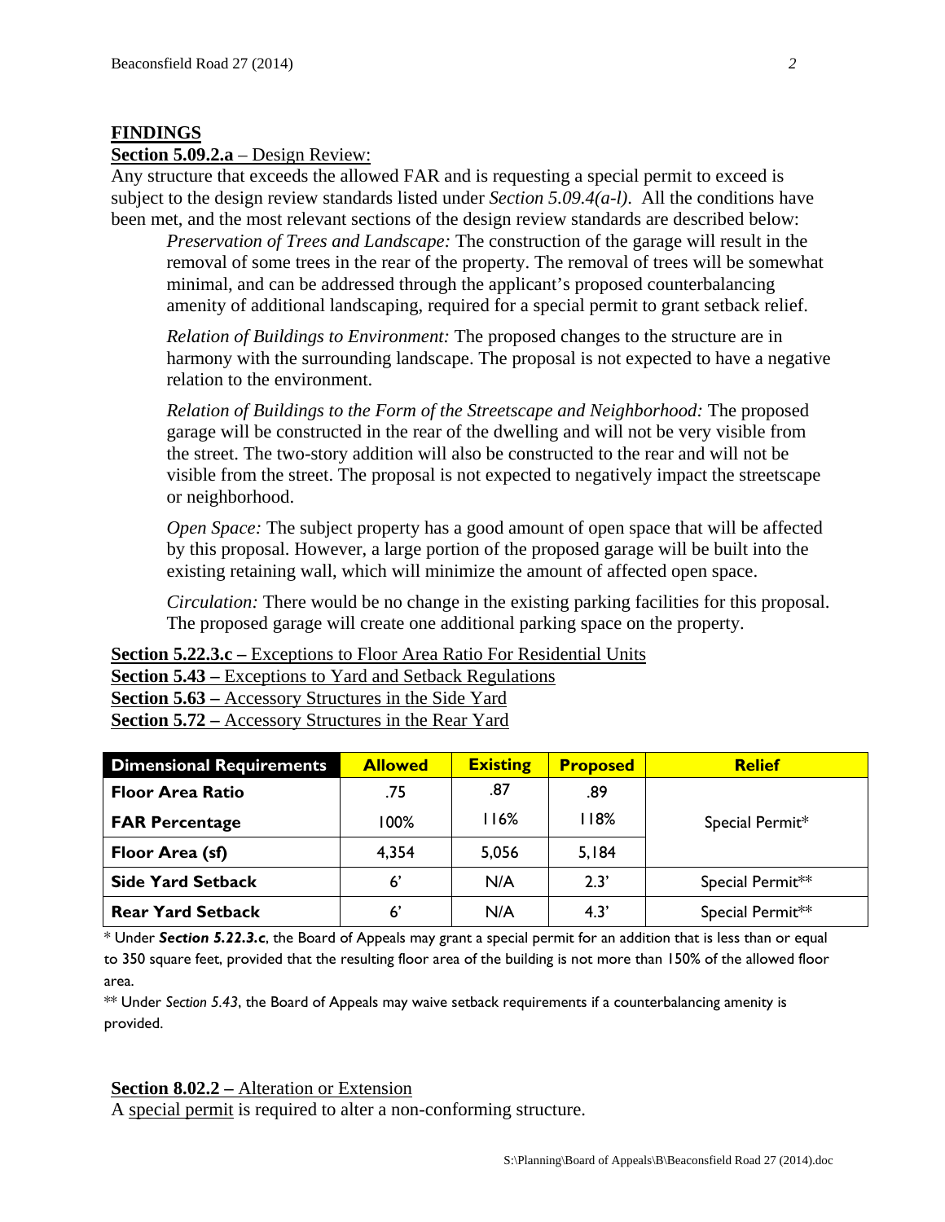## FINDINGS

**Section 5.09.2.a** – Design Review:

Any structure that exceeds the allowed FAR and is requesting a special permit to exceed is subject to the design review standards listed under *Section 5.09.4(a-l)*. All the conditions have been met, and the most relevant sections of the design review standards are described below:

> *Preservation of Trees and Landscape:* The construction of the garage will result in the removal of some trees in the rear of the property. The removal of trees will be somewhat minimal, and can be addressed through the applicant's proposed counterbalancing amenity of additional landscaping, required for a special permit to grant setback relief.
>
> *Relation of Buildings to Environment:* The proposed changes to the structure are in harmony with the surrounding landscape. The proposal is not expected to have a negative relation to the environment.
>
> *Relation of Buildings to the Form of the Streetscape and Neighborhood:* The proposed garage will be constructed in the rear of the dwelling and will not be very visible from the street. The two-story addition will also be constructed to the rear and will not be visible from the street. The proposal is not expected to negatively impact the streetscape or neighborhood.
>
> *Open Space:* The subject property has a good amount of open space that will be affected by this proposal. However, a large portion of the proposed garage will be built into the existing retaining wall, which will minimize the amount of affected open space.
>
> *Circulation:* There would be no change in the existing parking facilities for this proposal. The proposed garage will create one additional parking space on the property.

**Section 5.22.3.c –** Exceptions to Floor Area Ratio For Residential Units
**Section 5.43 –** Exceptions to Yard and Setback Regulations
**Section 5.63 –** Accessory Structures in the Side Yard
**Section 5.72 –** Accessory Structures in the Rear Yard

| Dimensional Requirements | Allowed | Existing | Proposed | Relief |
|---|---|---|---|---|
| **Floor Area Ratio** | .75 | .87 | .89 | Special Permit* |
| **FAR Percentage** | 100% | 116% | 118% | |
| **Floor Area (sf)** | 4,354 | 5,056 | 5,184 | |
| **Side Yard Setback** | 6' | N/A | 2.3' | Special Permit** |
| **Rear Yard Setback** | 6' | N/A | 4.3' | Special Permit** |

\* Under ***Section 5.22.3.c***, the Board of Appeals may grant a special permit for an addition that is less than or equal to 350 square feet, provided that the resulting floor area of the building is not more than 150% of the allowed floor area.

** Under *Section 5.43*, the Board of Appeals may waive setback requirements if a counterbalancing amenity is provided.

**Section 8.02.2 –** Alteration or Extension

A special permit is required to alter a non-conforming structure.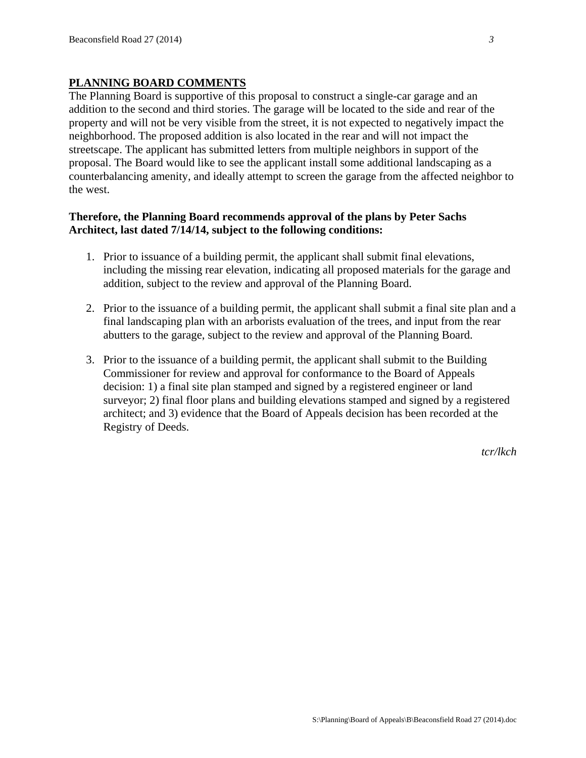## PLANNING BOARD COMMENTS

The Planning Board is supportive of this proposal to construct a single-car garage and an addition to the second and third stories. The garage will be located to the side and rear of the property and will not be very visible from the street, it is not expected to negatively impact the neighborhood. The proposed addition is also located in the rear and will not impact the streetscape. The applicant has submitted letters from multiple neighbors in support of the proposal. The Board would like to see the applicant install some additional landscaping as a counterbalancing amenity, and ideally attempt to screen the garage from the affected neighbor to the west.

**Therefore, the Planning Board recommends approval of the plans by Peter Sachs Architect, last dated 7/14/14, subject to the following conditions:**

1. Prior to issuance of a building permit, the applicant shall submit final elevations, including the missing rear elevation, indicating all proposed materials for the garage and addition, subject to the review and approval of the Planning Board.

2. Prior to the issuance of a building permit, the applicant shall submit a final site plan and a final landscaping plan with an arborists evaluation of the trees, and input from the rear abutters to the garage, subject to the review and approval of the Planning Board.

3. Prior to the issuance of a building permit, the applicant shall submit to the Building Commissioner for review and approval for conformance to the Board of Appeals decision: 1) a final site plan stamped and signed by a registered engineer or land surveyor; 2) final floor plans and building elevations stamped and signed by a registered architect; and 3) evidence that the Board of Appeals decision has been recorded at the Registry of Deeds.

*tcr/lkch*